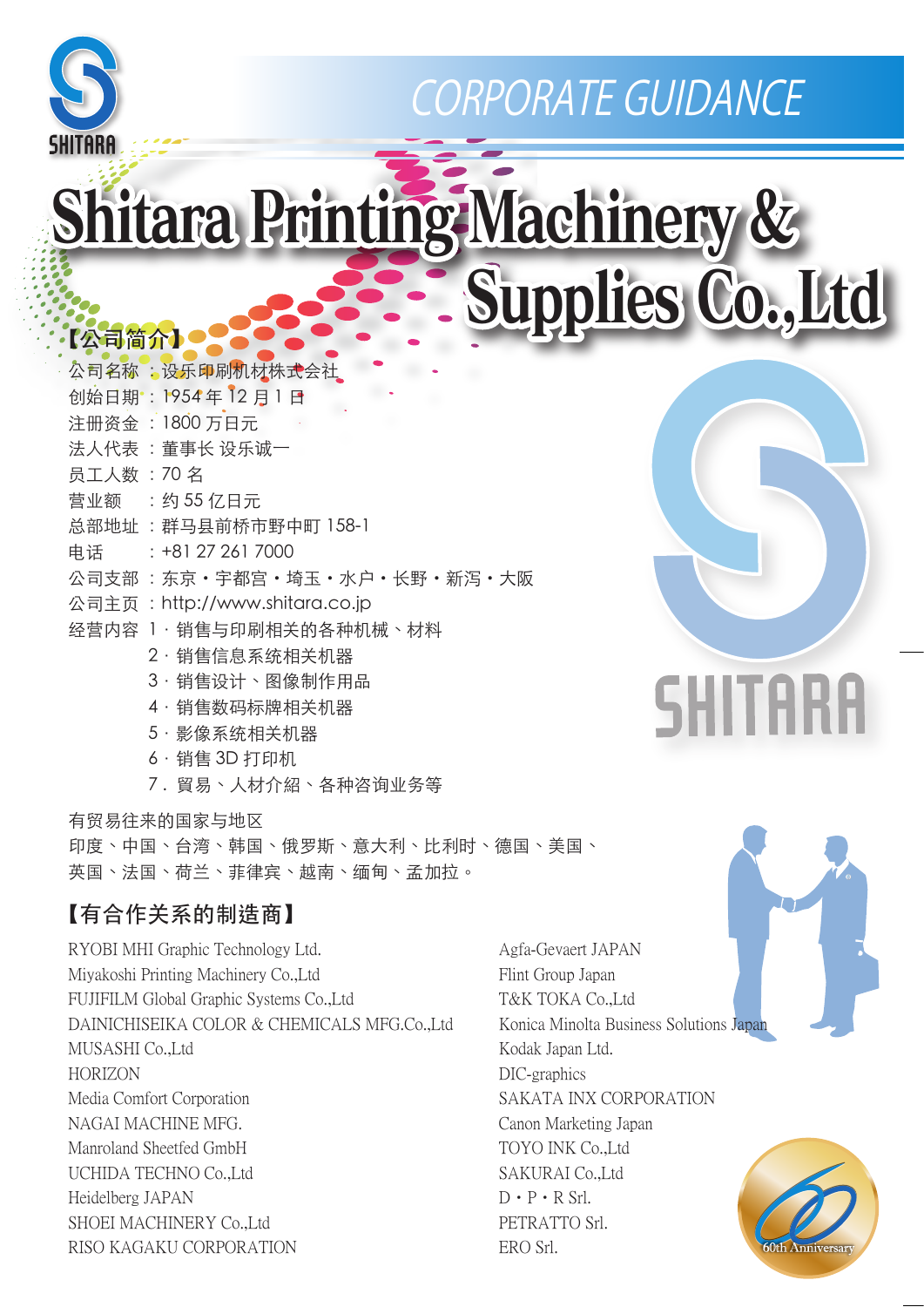CORPORATE GUIDANCE

# Shitara Printing Machinery & Supplies Co.,Ltd

## 【公司简介】

公司名称 ：设乐印刷机材株式会社
创始日期 ：1954 年 12 月 1 日
注册资金 ：1800 万日元
法人代表 ：董事长 设乐诚一
员工人数 ：70 名
营业额 ：约 55 亿日元
总部地址 ：群马县前桥市野中町 158-1
电话 ：+81 27 261 7000
公司支部 ：东京・宇都宫・埼玉・水户・长野・新泻・大阪
公司主页 ：http://www.shitara.co.jp
经营内容 1・销售与印刷相关的各种机械、材料
2・销售信息系统相关机器
3・销售设计、图像制作用品
4・销售数码标牌相关机器
5・影像系统相关机器
6・销售 3D 打印机
7．贸易、人材介紹、各种咨询业务等

有贸易往来的国家与地区
印度、中国、台湾、韩国、俄罗斯、意大利、比利时、德国、美国、英国、法国、荷兰、菲律宾、越南、缅甸、孟加拉。

## 【有合作关系的制造商】

RYOBI MHI Graphic Technology Ltd.
Miyakoshi Printing Machinery Co.,Ltd
FUJIFILM Global Graphic Systems Co.,Ltd
DAINICHISEIKA COLOR & CHEMICALS MFG.Co.,Ltd
MUSASHI Co.,Ltd
HORIZON
Media Comfort Corporation
NAGAI MACHINE MFG.
Manroland Sheetfed GmbH
UCHIDA TECHNO Co.,Ltd
Heidelberg JAPAN
SHOEI MACHINERY Co.,Ltd
RISO KAGAKU CORPORATION
Agfa-Gevaert JAPAN
Flint Group Japan
T&K TOKA Co.,Ltd
Konica Minolta Business Solutions Japan
Kodak Japan Ltd.
DIC-graphics
SAKATA INX CORPORATION
Canon Marketing Japan
TOYO INK Co.,Ltd
SAKURAI Co.,Ltd
D・P・R Srl.
PETRATTO Srl.
ERO Srl.

60th Anniversary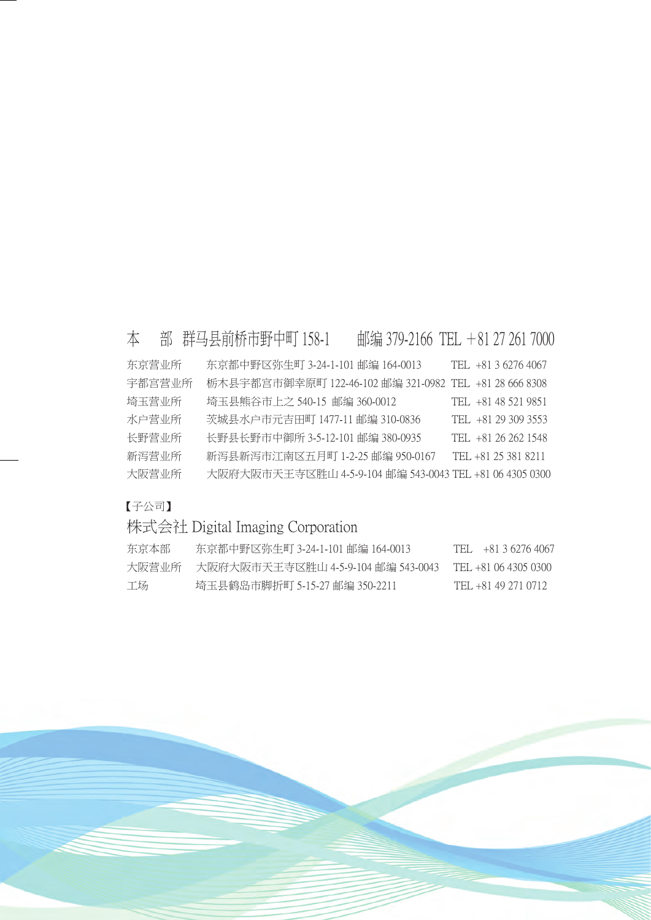本　部　群马县前桥市野中町 158-1　　邮编 379-2166　TEL ＋81 27 261 7000

| | | |
|---|---|---|
| 东京营业所 | 东京都中野区弥生町 3-24-1-101 邮编 164-0013 | TEL +81 3 6276 4067 |
| 宇都宫营业所 | 栃木县宇都宫市御幸原町 122-46-102 邮编 321-0982 | TEL +81 28 666 8308 |
| 埼玉营业所 | 埼玉县熊谷市上之 540-15 邮编 360-0012 | TEL +81 48 521 9851 |
| 水户营业所 | 茨城县水户市元吉田町 1477-11 邮编 310-0836 | TEL +81 29 309 3553 |
| 长野营业所 | 长野县长野市中御所 3-5-12-101 邮编 380-0935 | TEL +81 26 262 1548 |
| 新泻营业所 | 新泻县新泻市江南区五月町 1-2-25 邮编 950-0167 | TEL +81 25 381 8211 |
| 大阪营业所 | 大阪府大阪市天王寺区胜山 4-5-9-104 邮编 543-0043 | TEL +81 06 4305 0300 |

【子公司】

株式会社 Digital Imaging Corporation

| | | |
|---|---|---|
| 东京本部 | 东京都中野区弥生町 3-24-1-101 邮编 164-0013 | TEL +81 3 6276 4067 |
| 大阪营业所 | 大阪府大阪市天王寺区胜山 4-5-9-104 邮编 543-0043 | TEL +81 06 4305 0300 |
| 工场 | 埼玉县鹤岛市脚折町 5-15-27 邮编 350-2211 | TEL +81 49 271 0712 |